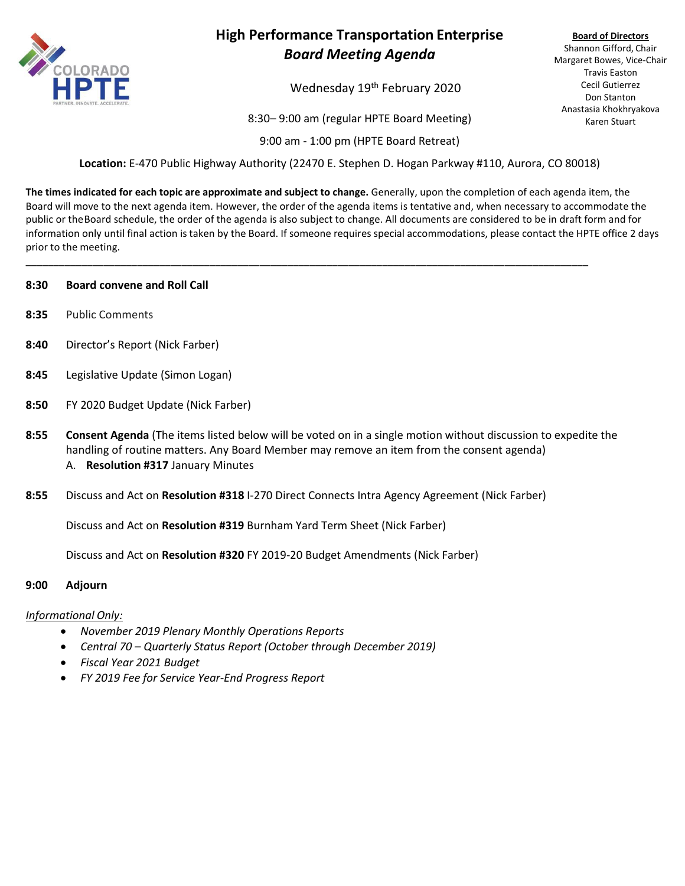# High Performance Transportation Enterprise

## *Board Meeting Agenda*

Wednesday 19th February 2020

8:30– 9:00 am (regular HPTE Board Meeting)

9:00 am - 1:00 pm (HPTE Board Retreat)

**Board of Directors**
Shannon Gifford, Chair
Margaret Bowes, Vice-Chair
Travis Easton
Cecil Gutierrez
Don Stanton
Anastasia Khokhryakova
Karen Stuart

**Location:** E-470 Public Highway Authority (22470 E. Stephen D. Hogan Parkway #110, Aurora, CO 80018)

**The times indicated for each topic are approximate and subject to change.** Generally, upon the completion of each agenda item, the Board will move to the next agenda item. However, the order of the agenda items is tentative and, when necessary to accommodate the public or the Board schedule, the order of the agenda is also subject to change. All documents are considered to be in draft form and for information only until final action is taken by the Board. If someone requires special accommodations, please contact the HPTE office 2 days prior to the meeting.

---

**8:30** **Board convene and Roll Call**

**8:35** Public Comments

**8:40** Director's Report (Nick Farber)

**8:45** Legislative Update (Simon Logan)

**8:50** FY 2020 Budget Update (Nick Farber)

**8:55** **Consent Agenda** (The items listed below will be voted on in a single motion without discussion to expedite the handling of routine matters. Any Board Member may remove an item from the consent agenda)

A. **Resolution #317** January Minutes

**8:55** Discuss and Act on **Resolution #318** I-270 Direct Connects Intra Agency Agreement (Nick Farber)

Discuss and Act on **Resolution #319** Burnham Yard Term Sheet (Nick Farber)

Discuss and Act on **Resolution #320** FY 2019-20 Budget Amendments (Nick Farber)

**9:00** **Adjourn**

*Informational Only:*

- *November 2019 Plenary Monthly Operations Reports*
- *Central 70 – Quarterly Status Report (October through December 2019)*
- *Fiscal Year 2021 Budget*
- *FY 2019 Fee for Service Year-End Progress Report*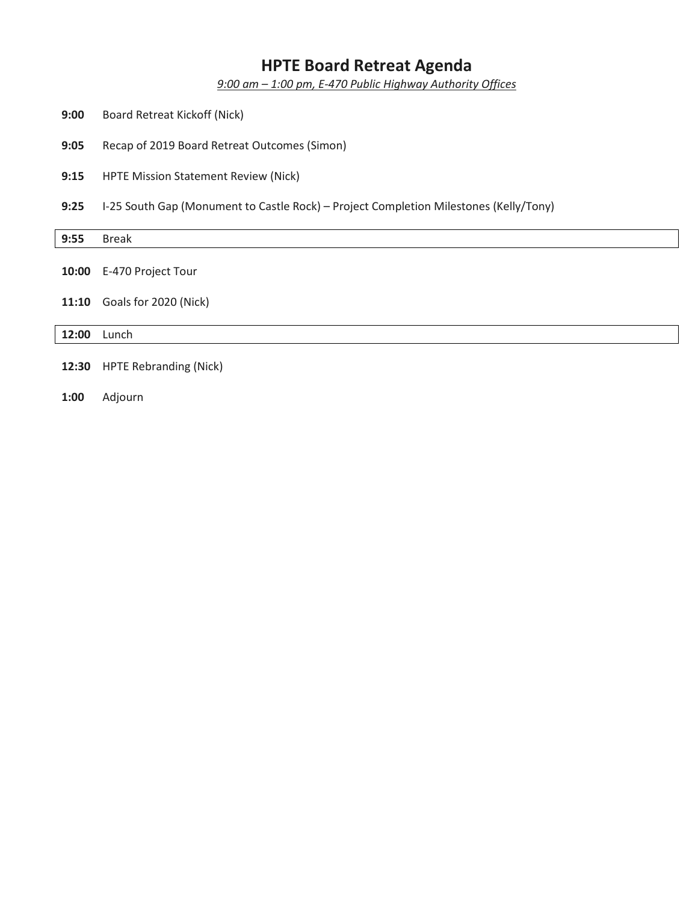# HPTE Board Retreat Agenda

*9:00 am – 1:00 pm, E-470 Public Highway Authority Offices*

**9:00** Board Retreat Kickoff (Nick)

**9:05** Recap of 2019 Board Retreat Outcomes (Simon)

**9:15** HPTE Mission Statement Review (Nick)

**9:25** I-25 South Gap (Monument to Castle Rock) – Project Completion Milestones (Kelly/Tony)

**9:55** Break

**10:00** E-470 Project Tour

**11:10** Goals for 2020 (Nick)

**12:00** Lunch

**12:30** HPTE Rebranding (Nick)

**1:00** Adjourn